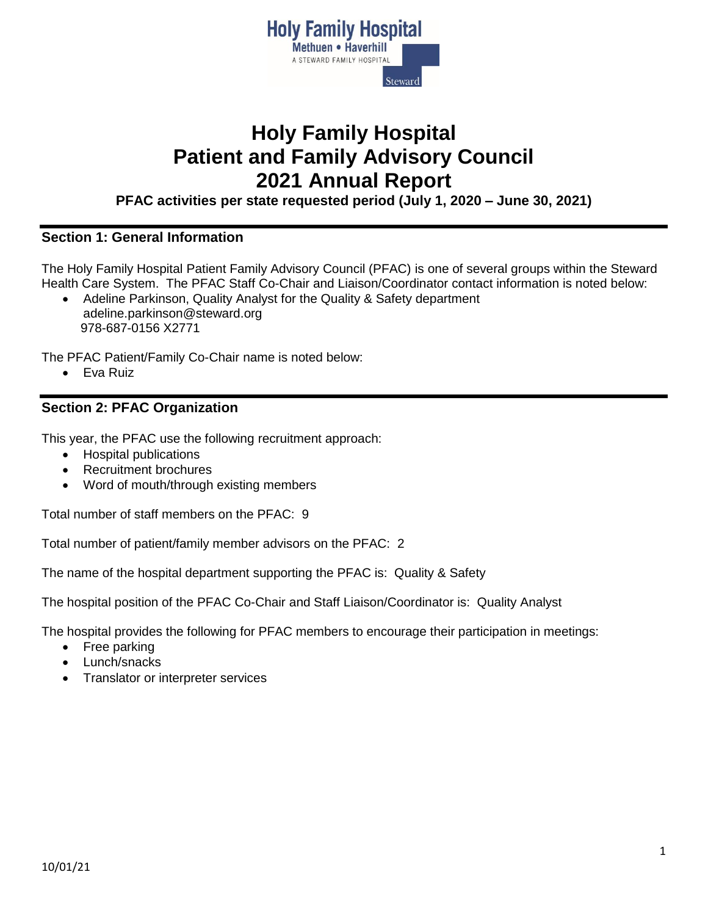# Holy Family Hospital
# Patient and Family Advisory Council
# 2021 Annual Report

**PFAC activities per state requested period (July 1, 2020 – June 30, 2021)**

## Section 1: General Information

The Holy Family Hospital Patient Family Advisory Council (PFAC) is one of several groups within the Steward Health Care System. The PFAC Staff Co-Chair and Liaison/Coordinator contact information is noted below:

- Adeline Parkinson, Quality Analyst for the Quality & Safety department
  adeline.parkinson@steward.org
  978-687-0156 X2771

The PFAC Patient/Family Co-Chair name is noted below:

- Eva Ruiz

## Section 2: PFAC Organization

This year, the PFAC use the following recruitment approach:

- Hospital publications
- Recruitment brochures
- Word of mouth/through existing members

Total number of staff members on the PFAC: 9

Total number of patient/family member advisors on the PFAC: 2

The name of the hospital department supporting the PFAC is: Quality & Safety

The hospital position of the PFAC Co-Chair and Staff Liaison/Coordinator is: Quality Analyst

The hospital provides the following for PFAC members to encourage their participation in meetings:

- Free parking
- Lunch/snacks
- Translator or interpreter services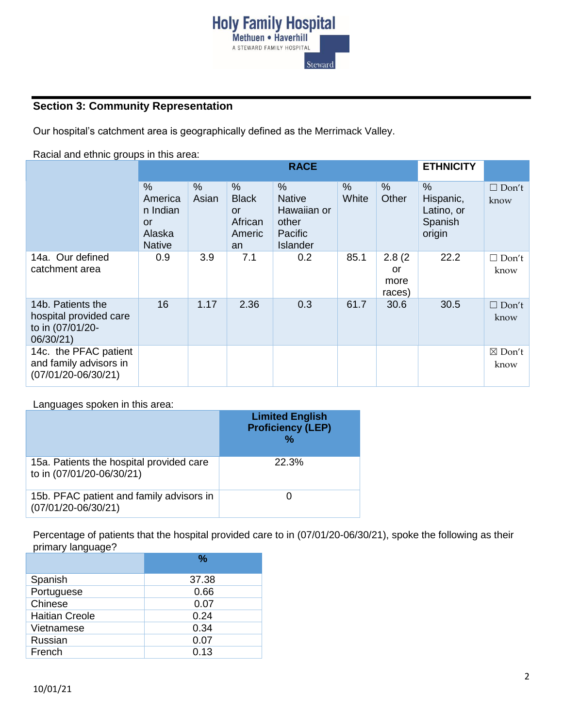## Section 3: Community Representation

Our hospital's catchment area is geographically defined as the Merrimack Valley.

Racial and ethnic groups in this area:

| | RACE | | | | | | ETHNICITY | |
|---|---|---|---|---|---|---|---|---|
| | % American Indian or Alaska Native | % Asian | % Black or African American | % Native Hawaiian or other Pacific Islander | % White | % Other | % Hispanic, Latino, or Spanish origin | ☐ Don't know |
| 14a. Our defined catchment area | 0.9 | 3.9 | 7.1 | 0.2 | 85.1 | 2.8 (2 or more races) | 22.2 | ☐ Don't know |
| 14b. Patients the hospital provided care to in (07/01/20-06/30/21) | 16 | 1.17 | 2.36 | 0.3 | 61.7 | 30.6 | 30.5 | ☐ Don't know |
| 14c. the PFAC patient and family advisors in (07/01/20-06/30/21) | | | | | | | | ☒ Don't know |

Languages spoken in this area:

| | Limited English Proficiency (LEP) % |
|---|---|
| 15a. Patients the hospital provided care to in (07/01/20-06/30/21) | 22.3% |
| 15b. PFAC patient and family advisors in (07/01/20-06/30/21) | 0 |

Percentage of patients that the hospital provided care to in (07/01/20-06/30/21), spoke the following as their primary language?

| | % |
|---|---|
| Spanish | 37.38 |
| Portuguese | 0.66 |
| Chinese | 0.07 |
| Haitian Creole | 0.24 |
| Vietnamese | 0.34 |
| Russian | 0.07 |
| French | 0.13 |

10/01/21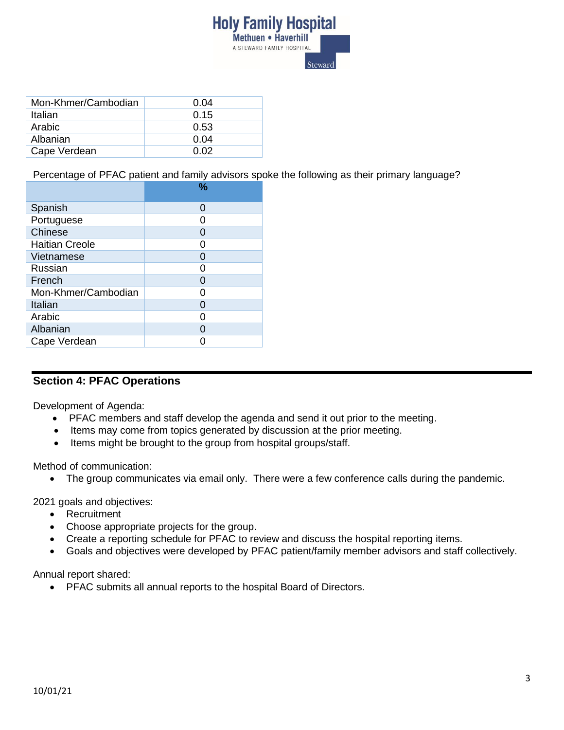| Mon-Khmer/Cambodian | 0.04 |
| --- | --- |
| Italian | 0.15 |
| Arabic | 0.53 |
| Albanian | 0.04 |
| Cape Verdean | 0.02 |

Percentage of PFAC patient and family advisors spoke the following as their primary language?

| | % |
| --- | --- |
| Spanish | 0 |
| Portuguese | 0 |
| Chinese | 0 |
| Haitian Creole | 0 |
| Vietnamese | 0 |
| Russian | 0 |
| French | 0 |
| Mon-Khmer/Cambodian | 0 |
| Italian | 0 |
| Arabic | 0 |
| Albanian | 0 |
| Cape Verdean | 0 |

## Section 4: PFAC Operations

Development of Agenda:

- PFAC members and staff develop the agenda and send it out prior to the meeting.
- Items may come from topics generated by discussion at the prior meeting.
- Items might be brought to the group from hospital groups/staff.

Method of communication:

- The group communicates via email only. There were a few conference calls during the pandemic.

2021 goals and objectives:

- Recruitment
- Choose appropriate projects for the group.
- Create a reporting schedule for PFAC to review and discuss the hospital reporting items.
- Goals and objectives were developed by PFAC patient/family member advisors and staff collectively.

Annual report shared:

- PFAC submits all annual reports to the hospital Board of Directors.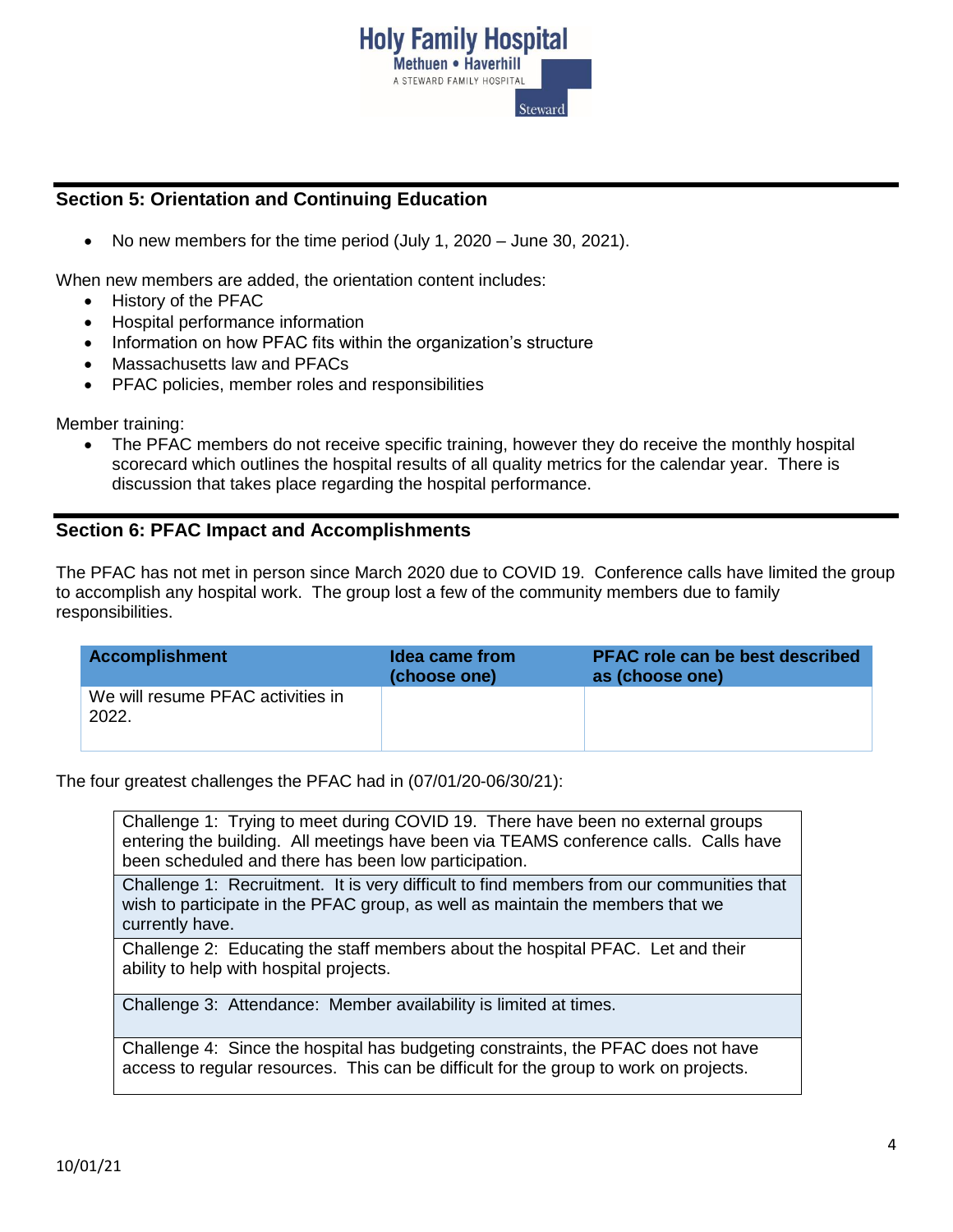## Section 5: Orientation and Continuing Education

- No new members for the time period (July 1, 2020 – June 30, 2021).

When new members are added, the orientation content includes:

- History of the PFAC
- Hospital performance information
- Information on how PFAC fits within the organization's structure
- Massachusetts law and PFACs
- PFAC policies, member roles and responsibilities

Member training:

- The PFAC members do not receive specific training, however they do receive the monthly hospital scorecard which outlines the hospital results of all quality metrics for the calendar year. There is discussion that takes place regarding the hospital performance.

## Section 6: PFAC Impact and Accomplishments

The PFAC has not met in person since March 2020 due to COVID 19. Conference calls have limited the group to accomplish any hospital work. The group lost a few of the community members due to family responsibilities.

| Accomplishment | Idea came from (choose one) | PFAC role can be best described as (choose one) |
|---|---|---|
| We will resume PFAC activities in 2022. | | |

The four greatest challenges the PFAC had in (07/01/20-06/30/21):

| |
|---|
| Challenge 1: Trying to meet during COVID 19. There have been no external groups entering the building. All meetings have been via TEAMS conference calls. Calls have been scheduled and there has been low participation. |
| Challenge 1: Recruitment. It is very difficult to find members from our communities that wish to participate in the PFAC group, as well as maintain the members that we currently have. |
| Challenge 2: Educating the staff members about the hospital PFAC. Let and their ability to help with hospital projects. |
| Challenge 3: Attendance: Member availability is limited at times. |
| Challenge 4: Since the hospital has budgeting constraints, the PFAC does not have access to regular resources. This can be difficult for the group to work on projects. |

10/01/21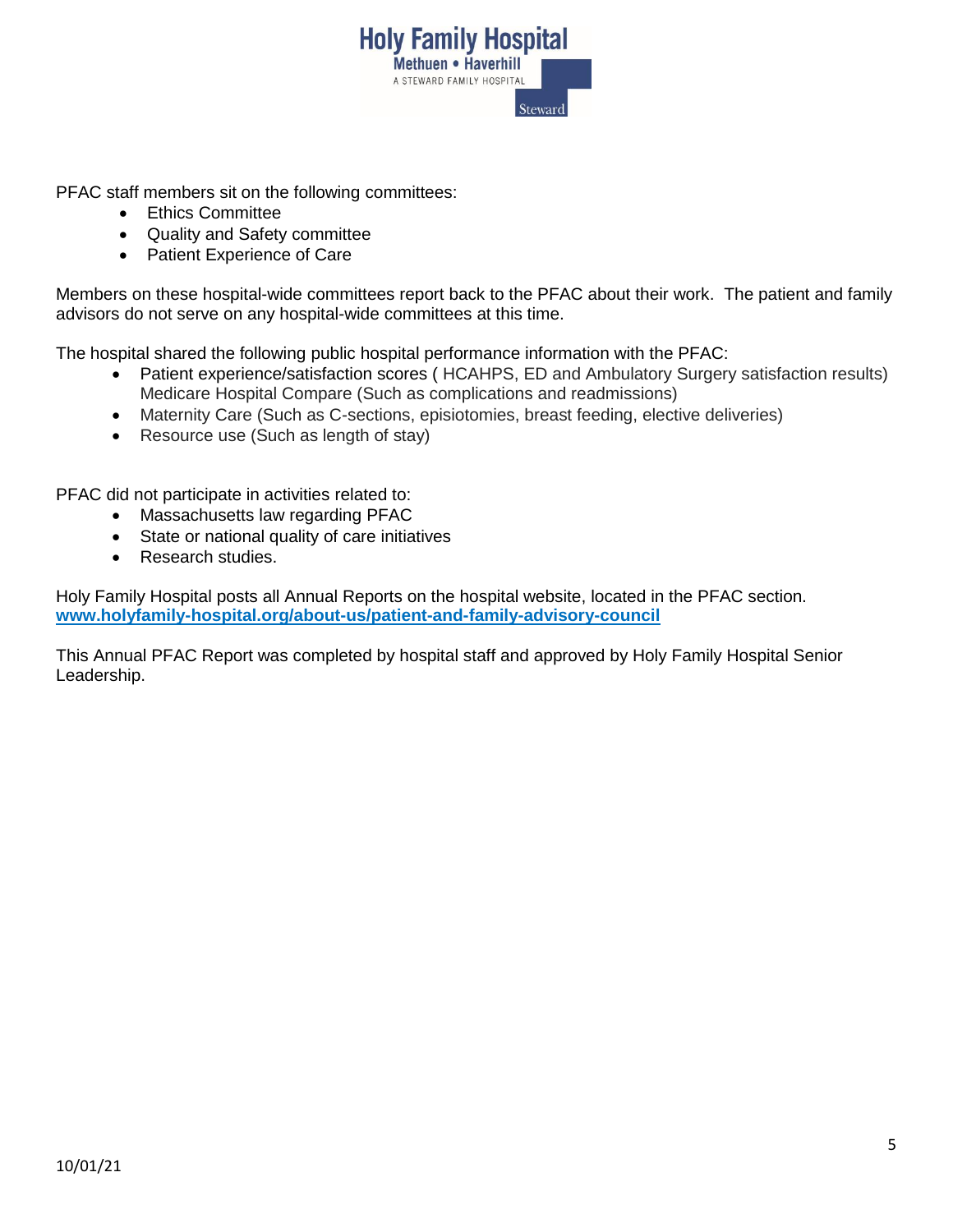PFAC staff members sit on the following committees:

- Ethics Committee
- Quality and Safety committee
- Patient Experience of Care

Members on these hospital-wide committees report back to the PFAC about their work. The patient and family advisors do not serve on any hospital-wide committees at this time.

The hospital shared the following public hospital performance information with the PFAC:

- Patient experience/satisfaction scores ( HCAHPS, ED and Ambulatory Surgery satisfaction results) Medicare Hospital Compare (Such as complications and readmissions)
- Maternity Care (Such as C-sections, episiotomies, breast feeding, elective deliveries)
- Resource use (Such as length of stay)

PFAC did not participate in activities related to:

- Massachusetts law regarding PFAC
- State or national quality of care initiatives
- Research studies.

Holy Family Hospital posts all Annual Reports on the hospital website, located in the PFAC section.
**www.holyfamily-hospital.org/about-us/patient-and-family-advisory-council**

This Annual PFAC Report was completed by hospital staff and approved by Holy Family Hospital Senior Leadership.